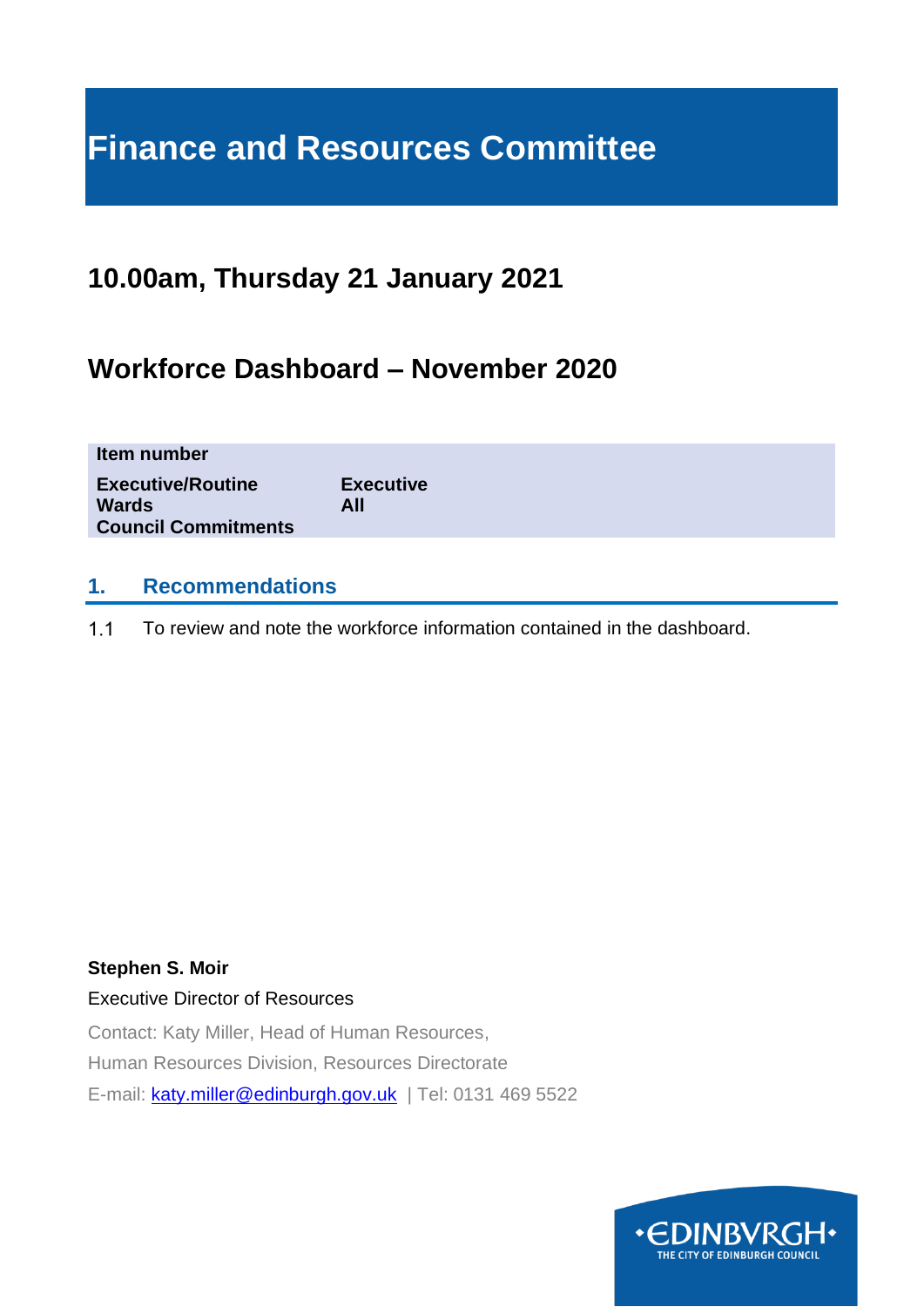# Finance and Resources Committee

## 10.00am, Thursday 21 January 2021

## Workforce Dashboard – November 2020

| | |
|---|---|
| **Item number** | |
| **Executive/Routine** | **Executive** |
| **Wards** | **All** |
| **Council Commitments** | |

### 1. Recommendations

1.1 To review and note the workforce information contained in the dashboard.

**Stephen S. Moir**

Executive Director of Resources

Contact: Katy Miller, Head of Human Resources,

Human Resources Division, Resources Directorate

E-mail: katy.miller@edinburgh.gov.uk | Tel: 0131 469 5522

•EDINBVRGH•
THE CITY OF EDINBURGH COUNCIL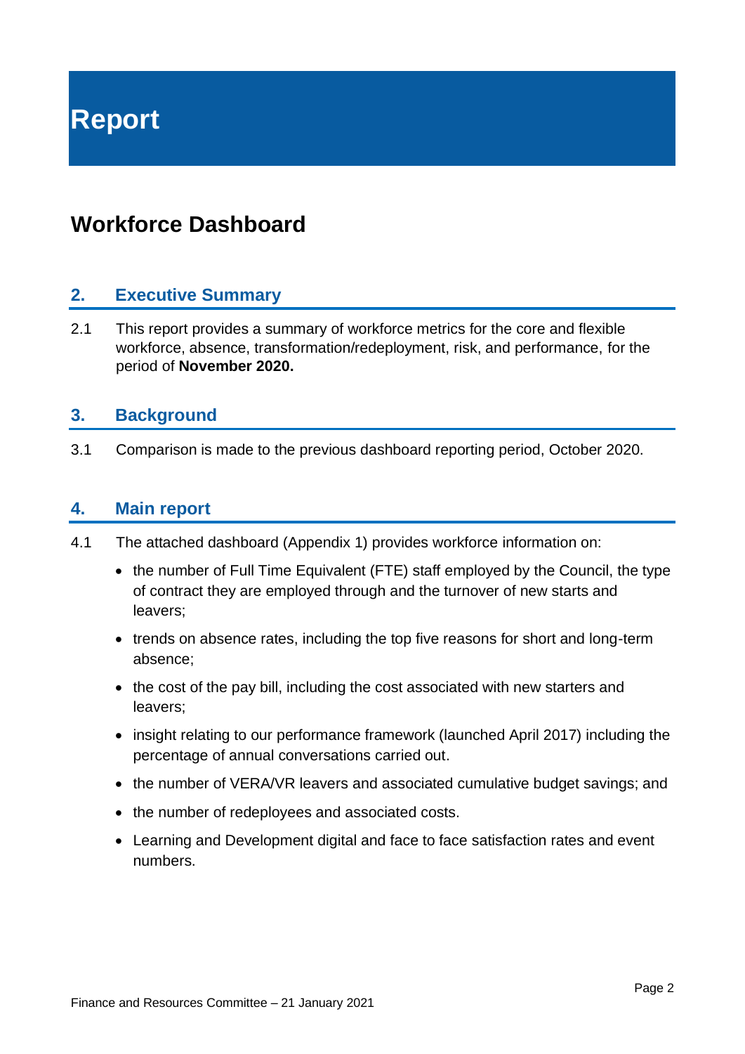# Report

## Workforce Dashboard

### 2. Executive Summary

2.1 This report provides a summary of workforce metrics for the core and flexible workforce, absence, transformation/redeployment, risk, and performance, for the period of **November 2020.**

### 3. Background

3.1 Comparison is made to the previous dashboard reporting period, October 2020.

### 4. Main report

4.1 The attached dashboard (Appendix 1) provides workforce information on:

- the number of Full Time Equivalent (FTE) staff employed by the Council, the type of contract they are employed through and the turnover of new starts and leavers;
- trends on absence rates, including the top five reasons for short and long-term absence;
- the cost of the pay bill, including the cost associated with new starters and leavers;
- insight relating to our performance framework (launched April 2017) including the percentage of annual conversations carried out.
- the number of VERA/VR leavers and associated cumulative budget savings; and
- the number of redeployees and associated costs.
- Learning and Development digital and face to face satisfaction rates and event numbers.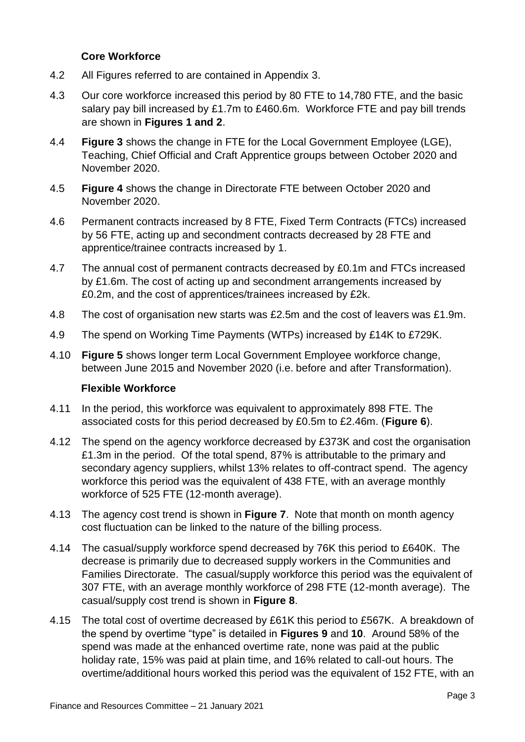### Core Workforce

4.2 All Figures referred to are contained in Appendix 3.

4.3 Our core workforce increased this period by 80 FTE to 14,780 FTE, and the basic salary pay bill increased by £1.7m to £460.6m. Workforce FTE and pay bill trends are shown in **Figures 1 and 2**.

4.4 **Figure 3** shows the change in FTE for the Local Government Employee (LGE), Teaching, Chief Official and Craft Apprentice groups between October 2020 and November 2020.

4.5 **Figure 4** shows the change in Directorate FTE between October 2020 and November 2020.

4.6 Permanent contracts increased by 8 FTE, Fixed Term Contracts (FTCs) increased by 56 FTE, acting up and secondment contracts decreased by 28 FTE and apprentice/trainee contracts increased by 1.

4.7 The annual cost of permanent contracts decreased by £0.1m and FTCs increased by £1.6m. The cost of acting up and secondment arrangements increased by £0.2m, and the cost of apprentices/trainees increased by £2k.

4.8 The cost of organisation new starts was £2.5m and the cost of leavers was £1.9m.

4.9 The spend on Working Time Payments (WTPs) increased by £14K to £729K.

4.10 **Figure 5** shows longer term Local Government Employee workforce change, between June 2015 and November 2020 (i.e. before and after Transformation).

### Flexible Workforce

4.11 In the period, this workforce was equivalent to approximately 898 FTE. The associated costs for this period decreased by £0.5m to £2.46m. (**Figure 6**).

4.12 The spend on the agency workforce decreased by £373K and cost the organisation £1.3m in the period. Of the total spend, 87% is attributable to the primary and secondary agency suppliers, whilst 13% relates to off-contract spend. The agency workforce this period was the equivalent of 438 FTE, with an average monthly workforce of 525 FTE (12-month average).

4.13 The agency cost trend is shown in **Figure 7**. Note that month on month agency cost fluctuation can be linked to the nature of the billing process.

4.14 The casual/supply workforce spend decreased by 76K this period to £640K. The decrease is primarily due to decreased supply workers in the Communities and Families Directorate. The casual/supply workforce this period was the equivalent of 307 FTE, with an average monthly workforce of 298 FTE (12-month average). The casual/supply cost trend is shown in **Figure 8**.

4.15 The total cost of overtime decreased by £61K this period to £567K. A breakdown of the spend by overtime "type" is detailed in **Figures 9** and **10**. Around 58% of the spend was made at the enhanced overtime rate, none was paid at the public holiday rate, 15% was paid at plain time, and 16% related to call-out hours. The overtime/additional hours worked this period was the equivalent of 152 FTE, with an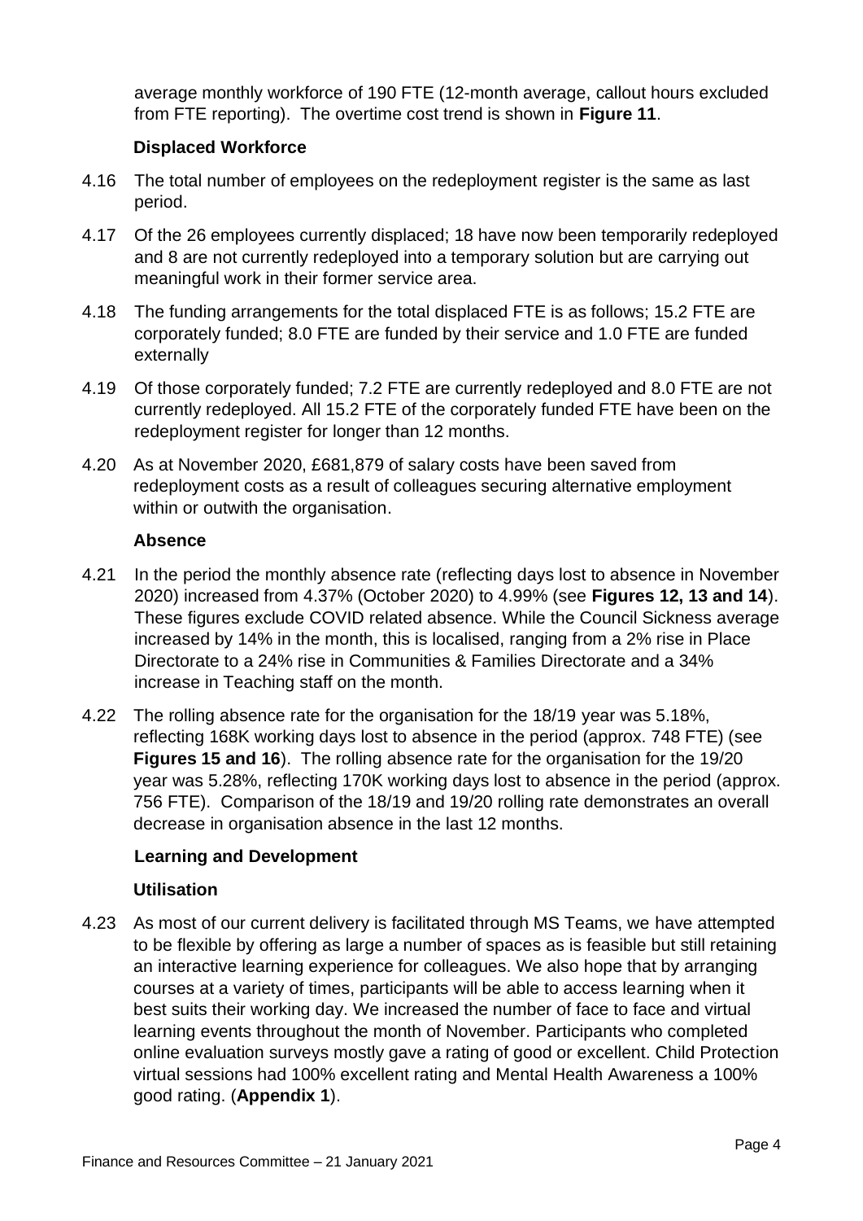average monthly workforce of 190 FTE (12-month average, callout hours excluded from FTE reporting). The overtime cost trend is shown in **Figure 11**.

**Displaced Workforce**

4.16 The total number of employees on the redeployment register is the same as last period.

4.17 Of the 26 employees currently displaced; 18 have now been temporarily redeployed and 8 are not currently redeployed into a temporary solution but are carrying out meaningful work in their former service area.

4.18 The funding arrangements for the total displaced FTE is as follows; 15.2 FTE are corporately funded; 8.0 FTE are funded by their service and 1.0 FTE are funded externally

4.19 Of those corporately funded; 7.2 FTE are currently redeployed and 8.0 FTE are not currently redeployed. All 15.2 FTE of the corporately funded FTE have been on the redeployment register for longer than 12 months.

4.20 As at November 2020, £681,879 of salary costs have been saved from redeployment costs as a result of colleagues securing alternative employment within or outwith the organisation.

**Absence**

4.21 In the period the monthly absence rate (reflecting days lost to absence in November 2020) increased from 4.37% (October 2020) to 4.99% (see **Figures 12, 13 and 14**). These figures exclude COVID related absence. While the Council Sickness average increased by 14% in the month, this is localised, ranging from a 2% rise in Place Directorate to a 24% rise in Communities & Families Directorate and a 34% increase in Teaching staff on the month.

4.22 The rolling absence rate for the organisation for the 18/19 year was 5.18%, reflecting 168K working days lost to absence in the period (approx. 748 FTE) (see **Figures 15 and 16**). The rolling absence rate for the organisation for the 19/20 year was 5.28%, reflecting 170K working days lost to absence in the period (approx. 756 FTE). Comparison of the 18/19 and 19/20 rolling rate demonstrates an overall decrease in organisation absence in the last 12 months.

**Learning and Development**

**Utilisation**

4.23 As most of our current delivery is facilitated through MS Teams, we have attempted to be flexible by offering as large a number of spaces as is feasible but still retaining an interactive learning experience for colleagues. We also hope that by arranging courses at a variety of times, participants will be able to access learning when it best suits their working day. We increased the number of face to face and virtual learning events throughout the month of November. Participants who completed online evaluation surveys mostly gave a rating of good or excellent. Child Protection virtual sessions had 100% excellent rating and Mental Health Awareness a 100% good rating. (**Appendix 1**).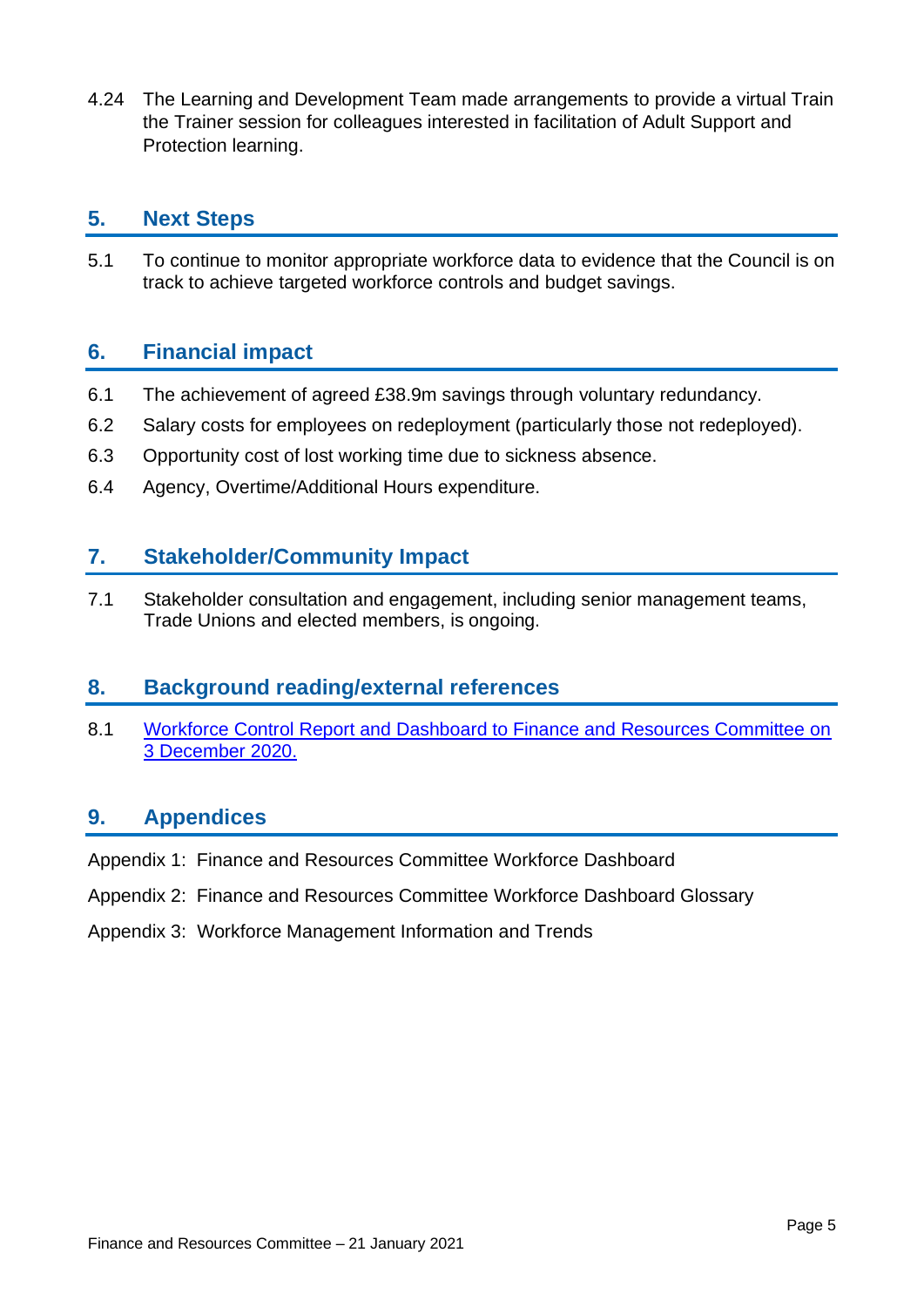4.24 The Learning and Development Team made arrangements to provide a virtual Train the Trainer session for colleagues interested in facilitation of Adult Support and Protection learning.

## 5. Next Steps

5.1 To continue to monitor appropriate workforce data to evidence that the Council is on track to achieve targeted workforce controls and budget savings.

## 6. Financial impact

6.1 The achievement of agreed £38.9m savings through voluntary redundancy.

6.2 Salary costs for employees on redeployment (particularly those not redeployed).

6.3 Opportunity cost of lost working time due to sickness absence.

6.4 Agency, Overtime/Additional Hours expenditure.

## 7. Stakeholder/Community Impact

7.1 Stakeholder consultation and engagement, including senior management teams, Trade Unions and elected members, is ongoing.

## 8. Background reading/external references

8.1 Workforce Control Report and Dashboard to Finance and Resources Committee on 3 December 2020.

## 9. Appendices

Appendix 1: Finance and Resources Committee Workforce Dashboard

Appendix 2: Finance and Resources Committee Workforce Dashboard Glossary

Appendix 3: Workforce Management Information and Trends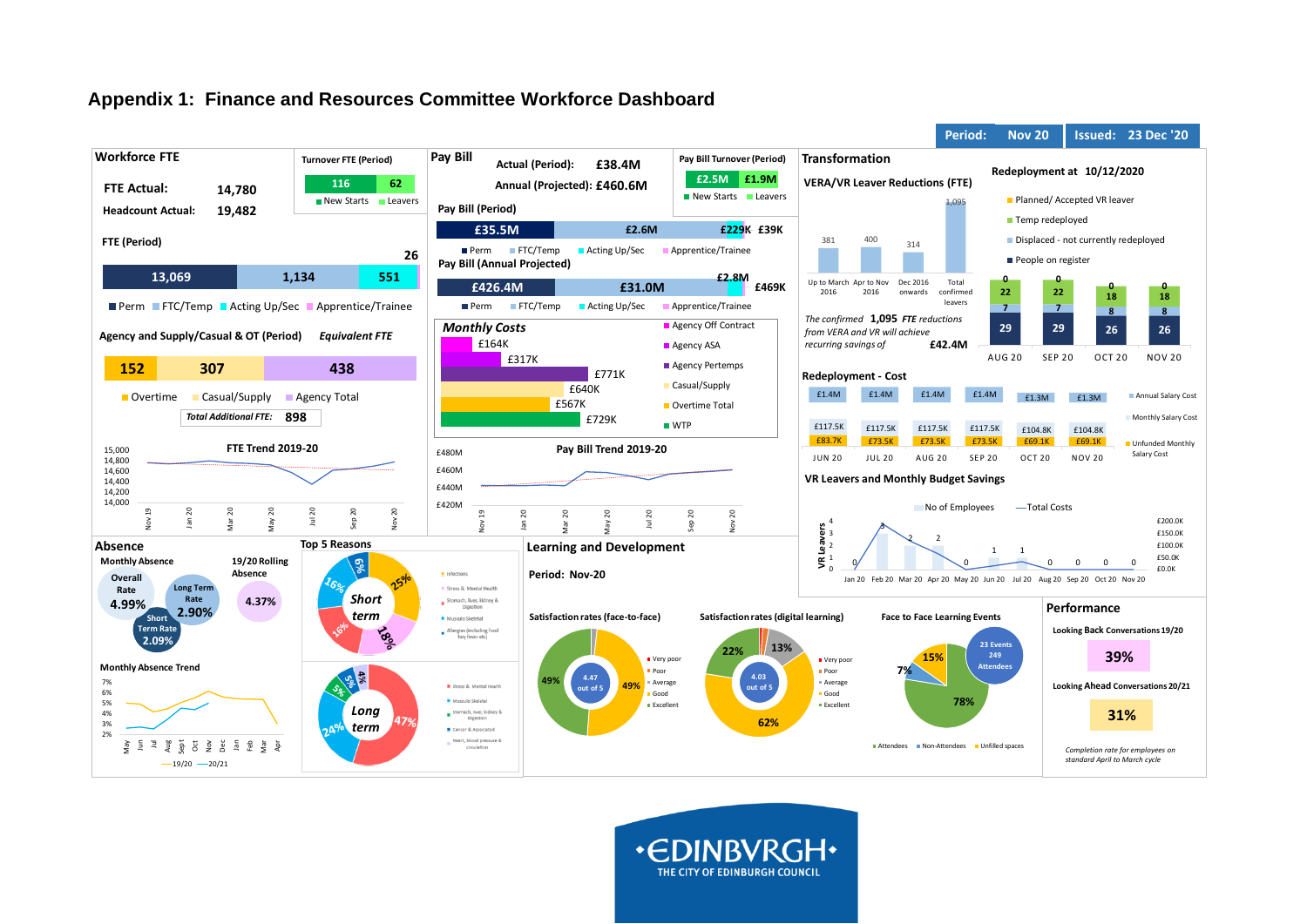# Appendix 1: Finance and Resources Committee Workforce Dashboard

**Period:** Nov 20 | **Issued:** 23 Dec '20

## Workforce FTE

**FTE Actual:** 14,780

**Headcount Actual:** 19,482

### Turnover FTE (Period)

| New Starts | Leavers |
|---|---|
| 116 | 62 |

### FTE (Period)

| Perm | FTC/Temp | Acting Up/Sec | Apprentice/Trainee |
|---|---|---|---|
| 13,069 | 1,134 | 551 | 26 |

### Agency and Supply/Casual & OT (Period) — *Equivalent FTE*

| Overtime | Casual/Supply | Agency Total |
|---|---|---|
| 152 | 307 | 438 |

*Total Additional FTE:* **898**

### FTE Trend 2019-20

Axis: 14,000 – 15,000; Nov 19 – Nov 20

## Pay Bill

**Actual (Period):** £38.4M

**Annual (Projected):** £460.6M

### Pay Bill Turnover (Period)

| New Starts | Leavers |
|---|---|
| £2.5M | £1.9M |

### Pay Bill (Period)

| Perm | FTC/Temp | Acting Up/Sec | Apprentice/Trainee |
|---|---|---|---|
| £35.5M | £2.6M | £229K | £39K |

### Pay Bill (Annual Projected)

| Perm | FTC/Temp | Acting Up/Sec | Apprentice/Trainee |
|---|---|---|---|
| £426.4M | £31.0M | £2.8M | £469K |

### *Monthly Costs*

| Category | Cost |
|---|---|
| Agency Off Contract | £164K |
| Agency ASA | £317K |
| Agency Pertemps | £771K |
| Casual/Supply | £640K |
| Overtime Total | £567K |
| WTP | £729K |

### Pay Bill Trend 2019-20

Axis: £420M – £480M; Nov 19 – Nov 20

## Transformation

### VERA/VR Leaver Reductions (FTE)

| Up to March 2016 | Apr to Nov 2016 | Dec 2016 onwards | Total confirmed leavers |
|---|---|---|---|
| 381 | 400 | 314 | 1,095 |

*The confirmed* **1,095** *FTE reductions from VERA and VR will achieve recurring savings of* **£42.4M**

### Redeployment at 10/12/2020

| | AUG 20 | SEP 20 | OCT 20 | NOV 20 |
|---|---|---|---|---|
| Planned/ Accepted VR leaver | 0 | 0 | 0 | 0 |
| Temp redeployed | 22 | 22 | 18 | 18 |
| Displaced - not currently redeployed | 7 | 7 | 8 | 8 |
| People on register | 29 | 29 | 26 | 26 |

### Redeployment - Cost

| | JUN 20 | JUL 20 | AUG 20 | SEP 20 | OCT 20 | NOV 20 |
|---|---|---|---|---|---|---|
| Annual Salary Cost | £1.4M | £1.4M | £1.4M | £1.4M | £1.3M | £1.3M |
| Monthly Salary Cost | £117.5K | £117.5K | £117.5K | £117.5K | £104.8K | £104.8K |
| Unfunded Monthly Salary Cost | £83.7K | £73.5K | £73.5K | £73.5K | £69.1K | £69.1K |

### VR Leavers and Monthly Budget Savings

| | Jan 20 | Feb 20 | Mar 20 | Apr 20 | May 20 | Jun 20 | Jul 20 | Aug 20 | Sep 20 | Oct 20 | Nov 20 |
|---|---|---|---|---|---|---|---|---|---|---|---|
| No of Employees | 0 | 3 | 2 | 2 | 0 | 1 | 1 | 0 | 0 | 0 | 0 |

## Absence

### Monthly Absence

- Overall Rate: 4.99%
- Long Term Rate: 2.90%
- Short Term Rate: 2.09%

**19/20 Rolling Absence:** 4.37%

### Monthly Absence Trend

Axis: 2% – 7%; May – Apr; 19/20, 20/21

### Top 5 Reasons

**Short term:** Infections 25%; Stress & Mental Health 18%; Stomach, liver, kidney & digestion 16%; Musculo Skeletal 16%; Allergies (including food hay fever etc) 6%

**Long term:** Stress & Mental Health 47%; Musculo Skeletal 24%; Stomach, liver, kidney & digestion 5%; Cancer & Associated 5%; Heart, blood pressure & circulation 4%

## Learning and Development

**Period:** Nov-20

### Satisfaction rates (face-to-face)

4.47 out of 5 — Excellent 49%; Good 49%

### Satisfaction rates (digital learning)

4.03 out of 5 — Good 62%; Excellent 22%; Average 13%

### Face to Face Learning Events

23 Events, 249 Attendees — Attendees 78%; Unfilled spaces 15%; Non-Attendees 7%

## Performance

**Looking Back Conversations 19/20:** 39%

**Looking Ahead Conversations 20/21:** 31%

*Completion rate for employees on standard April to March cycle*

EDINBVRGH — THE CITY OF EDINBURGH COUNCIL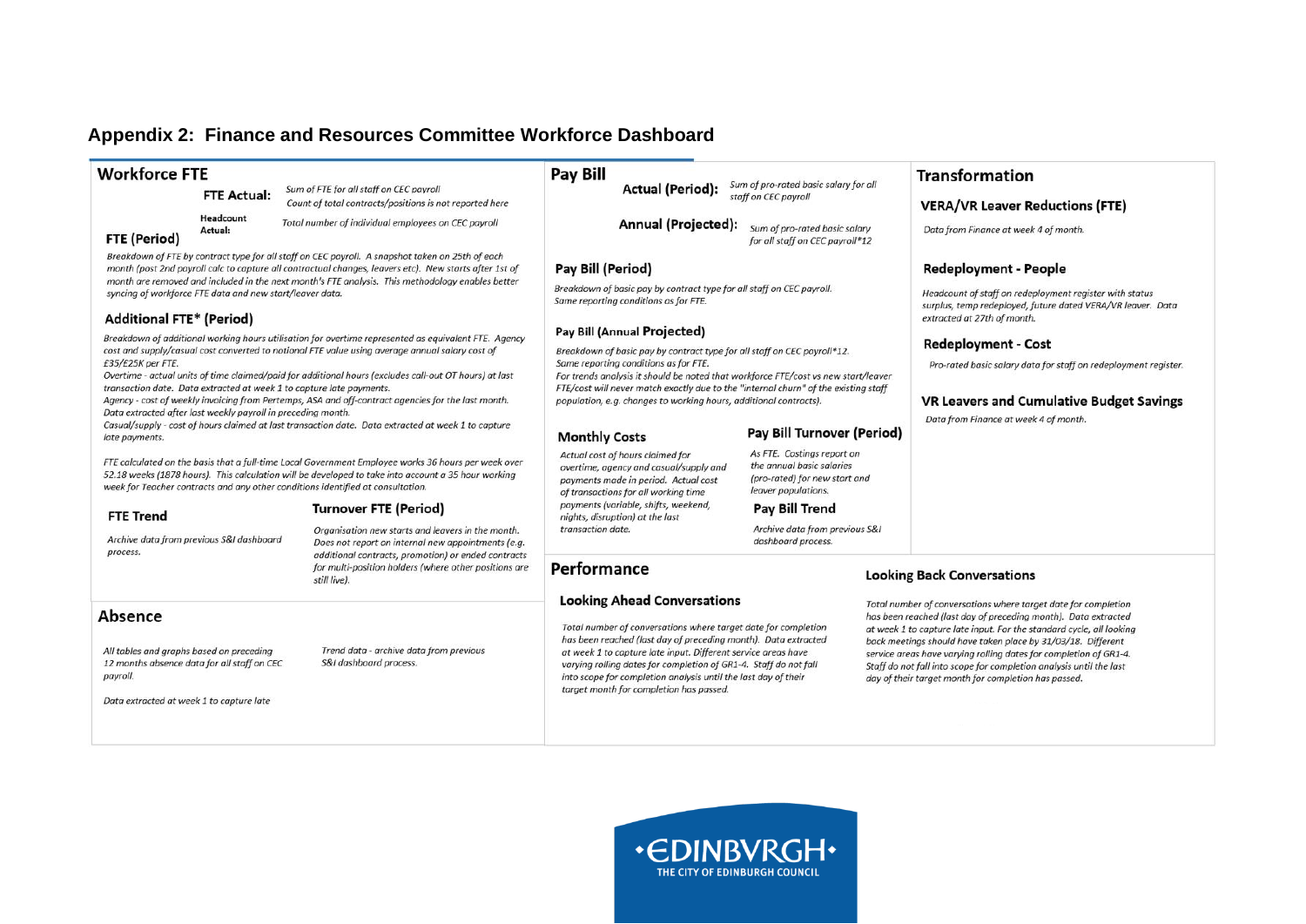## Appendix 2: Finance and Resources Committee Workforce Dashboard

### Workforce FTE

**FTE Actual:** *Sum of FTE for all staff on CEC payroll*
*Count of total contracts/positions is not reported here*

**Headcount Actual:** *Total number of individual employees on CEC payroll*

#### FTE (Period)

*Breakdown of FTE by contract type for all staff on CEC payroll. A snapshot taken on 25th of each month (post 2nd payroll calc to capture all contractual changes, leavers etc). New starts after 1st of month are removed and included in the next month's FTE analysis. This methodology enables better syncing of workforce FTE data and new start/leaver data.*

#### Additional FTE* (Period)

*Breakdown of additional working hours utilisation for overtime represented as equivalent FTE. Agency cost and supply/casual cost converted to notional FTE value using average annual salary cost of £35/£25K per FTE.*

*Overtime - actual units of time claimed/paid for additional hours (excludes call-out OT hours) at last transaction date. Data extracted at week 1 to capture late payments.*

*Agency - cost of weekly invoicing from Pertemps, ASA and off-contract agencies for the last month. Data extracted after last weekly payroll in preceding month.*

*Casual/supply - cost of hours claimed at last transaction date. Data extracted at week 1 to capture late payments.*

*FTE calculated on the basis that a full-time Local Government Employee works 36 hours per week over 52.18 weeks (1878 hours). This calculation will be developed to take into account a 35 hour working week for Teacher contracts and any other conditions identified at consultation.*

#### FTE Trend

*Archive data from previous S&I dashboard process.*

#### Turnover FTE (Period)

*Organisation new starts and leavers in the month. Does not report on internal new appointments (e.g. additional contracts, promotion) or ended contracts for multi-position holders (where other positions are still live).*

### Absence

*All tables and graphs based on preceding 12 months absence data for all staff on CEC payroll.*

*Data extracted at week 1 to capture late*

*Trend data - archive data from previous S&I dashboard process.*

### Pay Bill

**Actual (Period):** *Sum of pro-rated basic salary for all staff on CEC payroll*

**Annual (Projected):** *Sum of pro-rated basic salary for all staff on CEC payroll*12*

#### Pay Bill (Period)

*Breakdown of basic pay by contract type for all staff on CEC payroll. Same reporting conditions as for FTE.*

#### Pay Bill (Annual Projected)

*Breakdown of basic pay by contract type for all staff on CEC payroll*12. Same reporting conditions as for FTE.*
*For trends analysis it should be noted that workforce FTE/cost vs new start/leaver FTE/cost will never match exactly due to the "internal churn" of the existing staff population, e.g. changes to working hours, additional contracts).*

#### Monthly Costs

*Actual cost of hours claimed for overtime, agency and casual/supply and payments made in period. Actual cost of transactions for all working time payments (variable, shifts, weekend, nights, disruption) at the last transaction date.*

#### Pay Bill Turnover (Period)

*As FTE. Costings report on the annual basic salaries (pro-rated) for new start and leaver populations.*

#### Pay Bill Trend

*Archive data from previous S&I dashboard process.*

### Transformation

#### VERA/VR Leaver Reductions (FTE)

*Data from Finance at week 4 of month.*

#### Redeployment - People

*Headcount of staff on redeployment register with status surplus, temp redeployed, future dated VERA/VR leaver. Data extracted at 27th of month.*

#### Redeployment - Cost

*Pro-rated basic salary data for staff on redeployment register.*

#### VR Leavers and Cumulative Budget Savings

*Data from Finance at week 4 of month.*

### Performance

#### Looking Ahead Conversations

*Total number of conversations where target date for completion has been reached (last day of preceding month). Data extracted at week 1 to capture late input. Different service areas have varying rolling dates for completion of GR1-4. Staff do not fall into scope for completion analysis until the last day of their target month for completion has passed.*

#### Looking Back Conversations

*Total number of conversations where target date for completion has been reached (last day of preceding month). Data extracted at week 1 to capture late input. For the standard cycle, all looking back meetings should have taken place by 31/03/18. Different service areas have varying rolling dates for completion of GR1-4. Staff do not fall into scope for completion analysis until the last day of their target month for completion has passed.*

EDINBVRGH
THE CITY OF EDINBURGH COUNCIL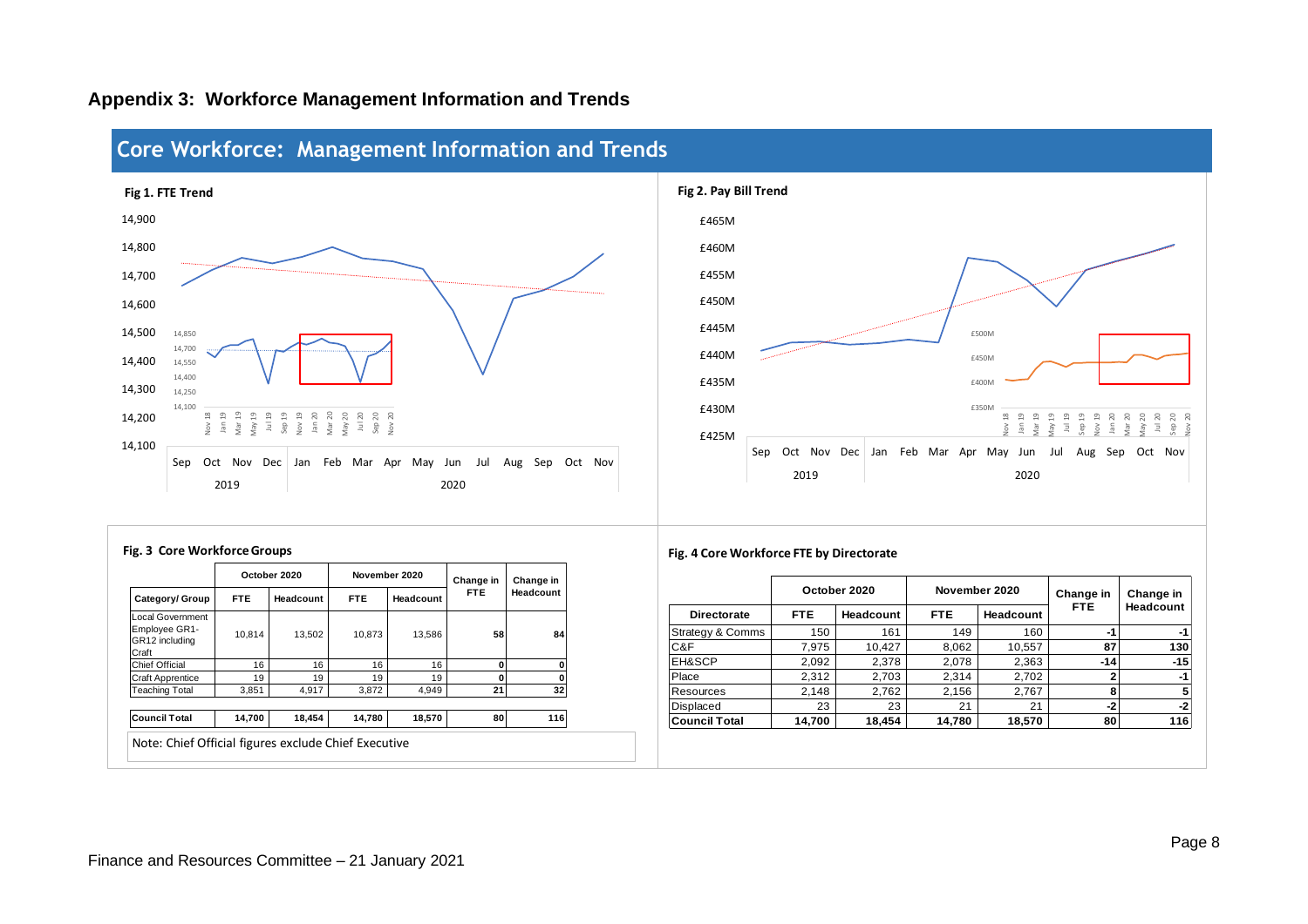## Appendix 3: Workforce Management Information and Trends

## Core Workforce: Management Information and Trends

**Fig 1. FTE Trend**

**Fig 2. Pay Bill Trend**

**Fig. 3 Core Workforce Groups**

| Category/ Group | October 2020 FTE | October 2020 Headcount | November 2020 FTE | November 2020 Headcount | Change in FTE | Change in Headcount |
|---|---|---|---|---|---|---|
| Local Government Employee GR1-GR12 including Craft | 10,814 | 13,502 | 10,873 | 13,586 | 58 | 84 |
| Chief Official | 16 | 16 | 16 | 16 | 0 | 0 |
| Craft Apprentice | 19 | 19 | 19 | 19 | 0 | 0 |
| Teaching Total | 3,851 | 4,917 | 3,872 | 4,949 | 21 | 32 |
| **Council Total** | **14,700** | **18,454** | **14,780** | **18,570** | **80** | **116** |

Note: Chief Official figures exclude Chief Executive

**Fig. 4 Core Workforce FTE by Directorate**

| Directorate | October 2020 FTE | October 2020 Headcount | November 2020 FTE | November 2020 Headcount | Change in FTE | Change in Headcount |
|---|---|---|---|---|---|---|
| Strategy & Comms | 150 | 161 | 149 | 160 | -1 | -1 |
| C&F | 7,975 | 10,427 | 8,062 | 10,557 | 87 | 130 |
| EH&SCP | 2,092 | 2,378 | 2,078 | 2,363 | -14 | -15 |
| Place | 2,312 | 2,703 | 2,314 | 2,702 | 2 | -1 |
| Resources | 2,148 | 2,762 | 2,156 | 2,767 | 8 | 5 |
| Displaced | 23 | 23 | 21 | 21 | -2 | -2 |
| **Council Total** | **14,700** | **18,454** | **14,780** | **18,570** | **80** | **116** |

Finance and Resources Committee – 21 January 2021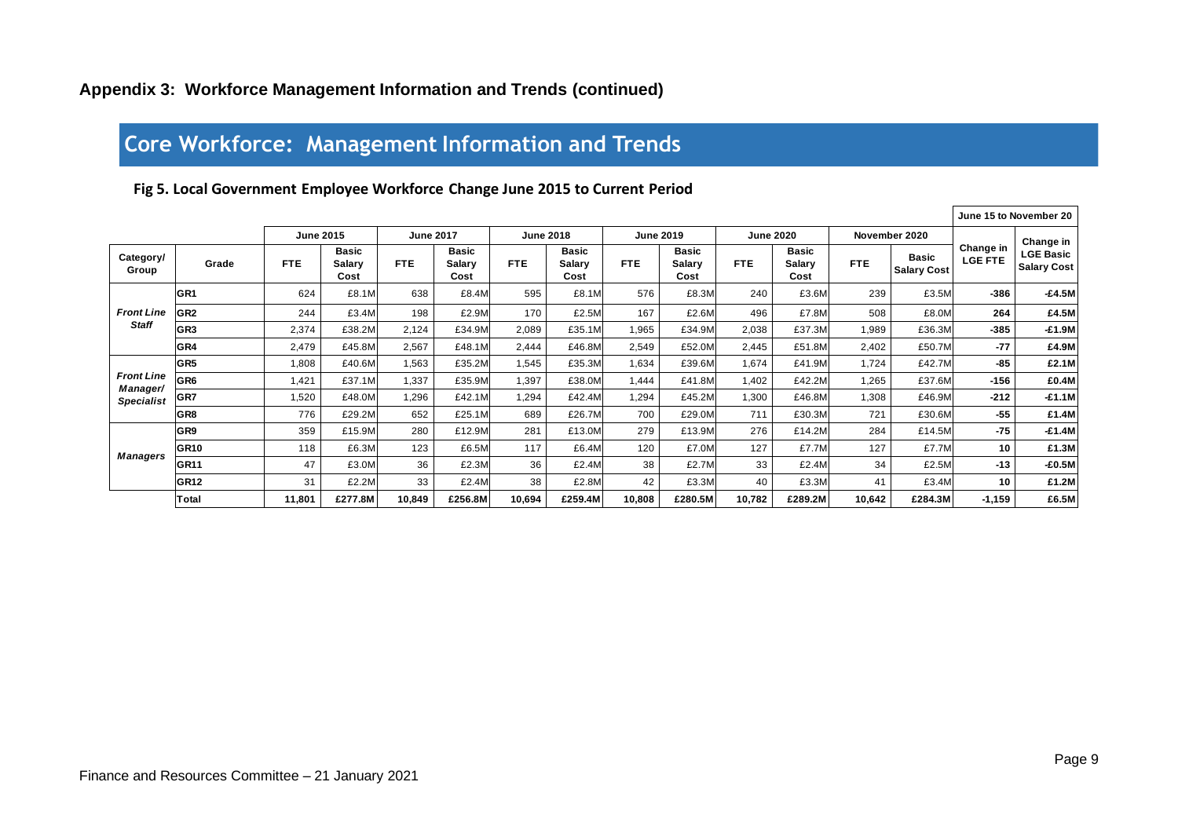## Appendix 3: Workforce Management Information and Trends (continued)

# Core Workforce: Management Information and Trends

### Fig 5. Local Government Employee Workforce Change June 2015 to Current Period

| | | June 2015 | | June 2017 | | June 2018 | | June 2019 | | June 2020 | | November 2020 | | June 15 to November 20 | |
|---|---|---|---|---|---|---|---|---|---|---|---|---|---|---|---|
| **Category/ Group** | **Grade** | **FTE** | **Basic Salary Cost** | **FTE** | **Basic Salary Cost** | **FTE** | **Basic Salary Cost** | **FTE** | **Basic Salary Cost** | **FTE** | **Basic Salary Cost** | **FTE** | **Basic Salary Cost** | **Change in LGE FTE** | **Change in LGE Basic Salary Cost** |
| ***Front Line Staff*** | GR1 | 624 | £8.1M | 638 | £8.4M | 595 | £8.1M | 576 | £8.3M | 240 | £3.6M | 239 | £3.5M | **-386** | **-£4.5M** |
| | GR2 | 244 | £3.4M | 198 | £2.9M | 170 | £2.5M | 167 | £2.6M | 496 | £7.8M | 508 | £8.0M | **264** | **£4.5M** |
| | GR3 | 2,374 | £38.2M | 2,124 | £34.9M | 2,089 | £35.1M | 1,965 | £34.9M | 2,038 | £37.3M | 1,989 | £36.3M | **-385** | **-£1.9M** |
| | GR4 | 2,479 | £45.8M | 2,567 | £48.1M | 2,444 | £46.8M | 2,549 | £52.0M | 2,445 | £51.8M | 2,402 | £50.7M | **-77** | **£4.9M** |
| ***Front Line Manager/ Specialist*** | GR5 | 1,808 | £40.6M | 1,563 | £35.2M | 1,545 | £35.3M | 1,634 | £39.6M | 1,674 | £41.9M | 1,724 | £42.7M | **-85** | **£2.1M** |
| | GR6 | 1,421 | £37.1M | 1,337 | £35.9M | 1,397 | £38.0M | 1,444 | £41.8M | 1,402 | £42.2M | 1,265 | £37.6M | **-156** | **£0.4M** |
| | GR7 | 1,520 | £48.0M | 1,296 | £42.1M | 1,294 | £42.4M | 1,294 | £45.2M | 1,300 | £46.8M | 1,308 | £46.9M | **-212** | **-£1.1M** |
| | GR8 | 776 | £29.2M | 652 | £25.1M | 689 | £26.7M | 700 | £29.0M | 711 | £30.3M | 721 | £30.6M | **-55** | **£1.4M** |
| ***Managers*** | GR9 | 359 | £15.9M | 280 | £12.9M | 281 | £13.0M | 279 | £13.9M | 276 | £14.2M | 284 | £14.5M | **-75** | **-£1.4M** |
| | GR10 | 118 | £6.3M | 123 | £6.5M | 117 | £6.4M | 120 | £7.0M | 127 | £7.7M | 127 | £7.7M | **10** | **£1.3M** |
| | GR11 | 47 | £3.0M | 36 | £2.3M | 36 | £2.4M | 38 | £2.7M | 33 | £2.4M | 34 | £2.5M | **-13** | **-£0.5M** |
| | GR12 | 31 | £2.2M | 33 | £2.4M | 38 | £2.8M | 42 | £3.3M | 40 | £3.3M | 41 | £3.4M | **10** | **£1.2M** |
| | **Total** | **11,801** | **£277.8M** | **10,849** | **£256.8M** | **10,694** | **£259.4M** | **10,808** | **£280.5M** | **10,782** | **£289.2M** | **10,642** | **£284.3M** | **-1,159** | **£6.5M** |

Finance and Resources Committee – 21 January 2021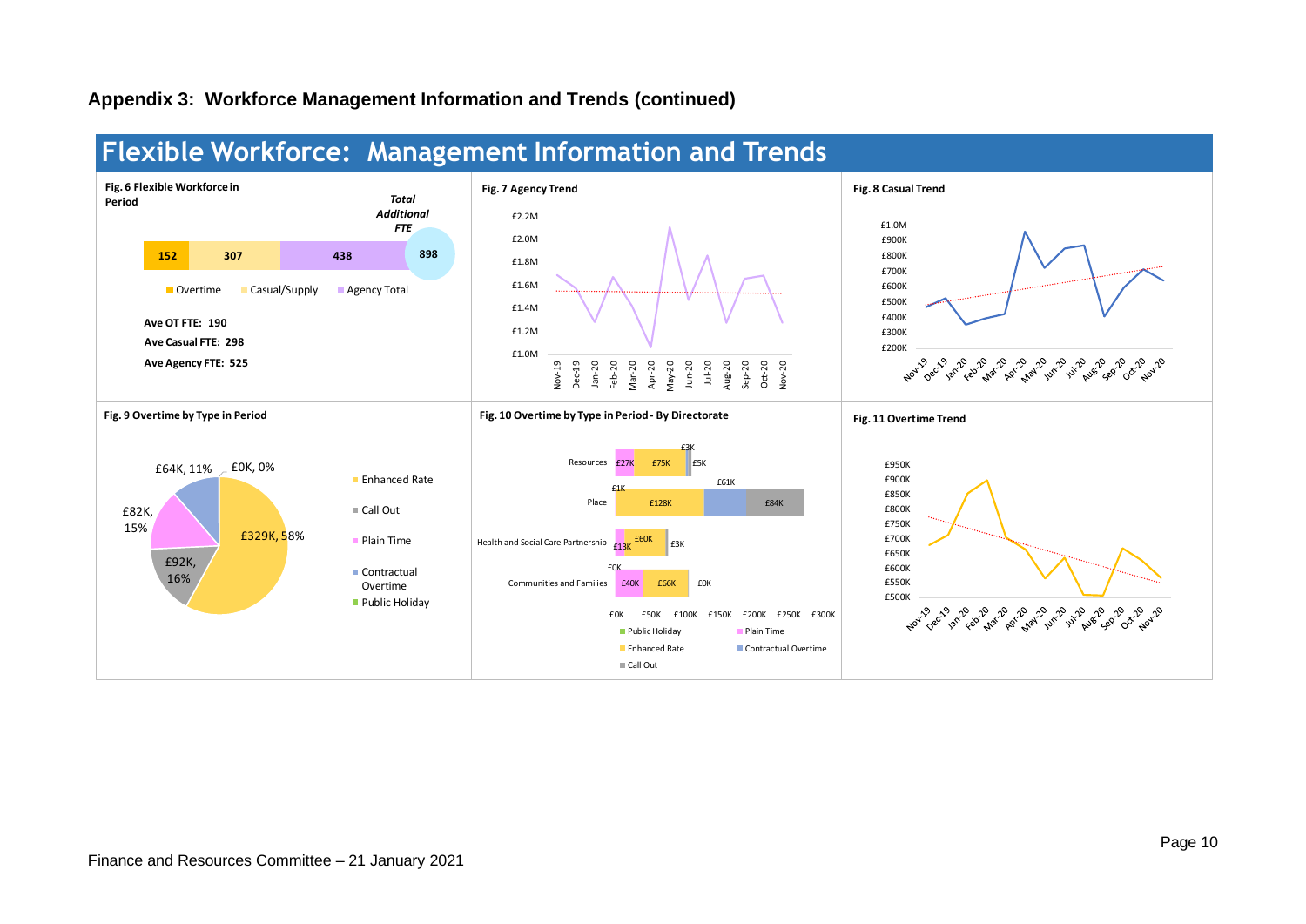## Appendix 3: Workforce Management Information and Trends (continued)

# Flexible Workforce: Management Information and Trends

**Fig. 6 Flexible Workforce in Period**

*Total Additional FTE*

| Overtime | Casual/Supply | Agency Total | Total Additional FTE |
|---|---|---|---|
| 152 | 307 | 438 | 898 |

**Ave OT FTE: 190**

**Ave Casual FTE: 298**

**Ave Agency FTE: 525**

**Fig. 7 Agency Trend**

£2.2M, £2.0M, £1.8M, £1.6M, £1.4M, £1.2M, £1.0M

Nov-19, Dec-19, Jan-20, Feb-20, Mar-20, Apr-20, May-20, Jun-20, Jul-20, Aug-20, Sep-20, Oct-20, Nov-20

**Fig. 8 Casual Trend**

£1.0M, £900K, £800K, £700K, £600K, £500K, £400K, £300K, £200K

Nov-19, Dec-19, Jan-20, Feb-20, Mar-20, Apr-20, May-20, Jun-20, Jul-20, Aug-20, Sep-20, Oct-20, Nov-20

**Fig. 9 Overtime by Type in Period**

| Type | Value |
|---|---|
| Enhanced Rate | £329K, 58% |
| Call Out | £92K, 16% |
| Plain Time | £82K, 15% |
| Contractual Overtime | £64K, 11% |
| Public Holiday | £0K, 0% |

**Fig. 10 Overtime by Type in Period - By Directorate**

| Directorate | Public Holiday | Plain Time | Enhanced Rate | Contractual Overtime | Call Out |
|---|---|---|---|---|---|
| Resources | | £27K | £75K | £3K | £5K |
| Place | | £1K | £128K | £61K | £84K |
| Health and Social Care Partnership | | £13K | £60K | | £3K |
| Communities and Families | | £40K | £66K | £0K | £0K |

£0K, £50K, £100K, £150K, £200K, £250K, £300K

**Fig. 11 Overtime Trend**

£950K, £900K, £850K, £800K, £750K, £700K, £650K, £600K, £550K, £500K

Nov-19, Dec-19, Jan-20, Feb-20, Mar-20, Apr-20, May-20, Jun-20, Jul-20, Aug-20, Sep-20, Oct-20, Nov-20

Finance and Resources Committee – 21 January 2021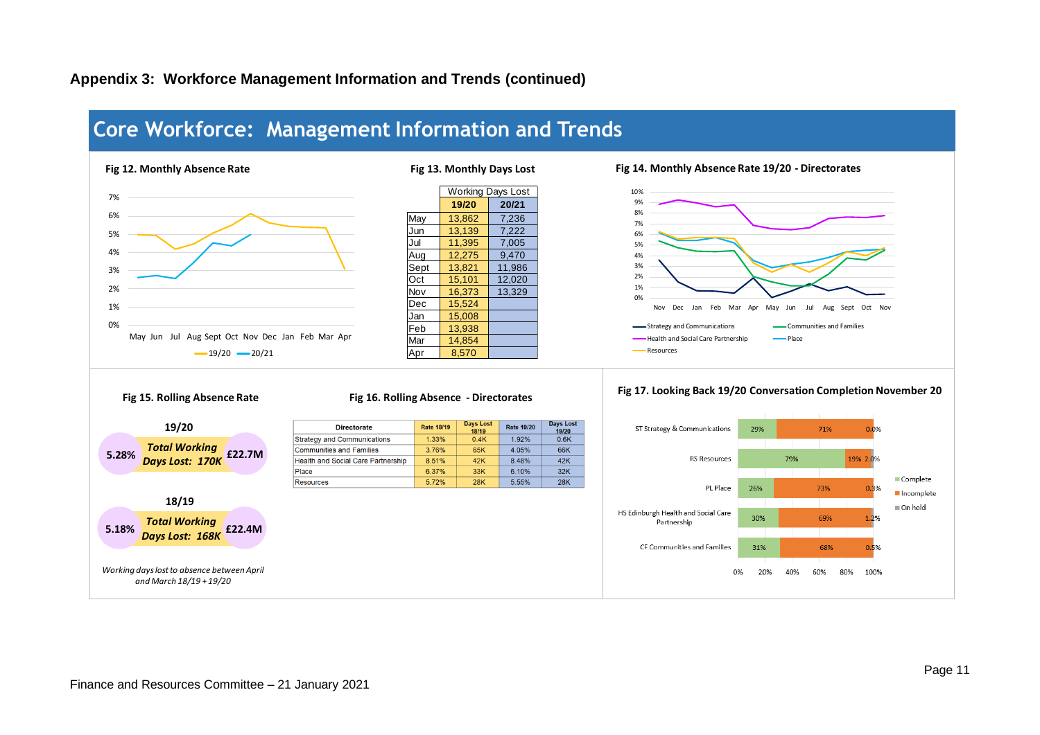**Appendix 3: Workforce Management Information and Trends (continued)**

# Core Workforce: Management Information and Trends

## Fig 12. Monthly Absence Rate

7%
6%
5%
4%
3%
2%
1%
0%

May Jun Jul Aug Sept Oct Nov Dec Jan Feb Mar Apr

19/20 20/21

## Fig 13. Monthly Days Lost

| | Working Days Lost | |
|---|---|---|
| | 19/20 | 20/21 |
| May | 13,862 | 7,236 |
| Jun | 13,139 | 7,222 |
| Jul | 11,395 | 7,005 |
| Aug | 12,275 | 9,470 |
| Sept | 13,821 | 11,986 |
| Oct | 15,101 | 12,020 |
| Nov | 16,373 | 13,329 |
| Dec | 15,524 | |
| Jan | 15,008 | |
| Feb | 13,938 | |
| Mar | 14,854 | |
| Apr | 8,570 | |

## Fig 14. Monthly Absence Rate 19/20 - Directorates

10%
9%
8%
7%
6%
5%
4%
3%
2%
1%
0%

Nov Dec Jan Feb Mar Apr May Jun Jul Aug Sept Oct Nov

Strategy and Communications
Communities and Families
Health and Social Care Partnership
Place
Resources

## Fig 15. Rolling Absence Rate

**19/20**

5.28% *Total Working Days Lost: 170K* £22.7M

**18/19**

5.18% *Total Working Days Lost: 168K* £22.4M

*Working days lost to absence between April and March 18/19 + 19/20*

## Fig 16. Rolling Absence - Directorates

| Directorate | Rate 18/19 | Days Lost 18/19 | Rate 19/20 | Days Lost 19/20 |
|---|---|---|---|---|
| Strategy and Communications | 1.33% | 0.4K | 1.92% | 0.6K |
| Communities and Families | 3.76% | 65K | 4.05% | 66K |
| Health and Social Care Partnership | 8.51% | 42K | 8.48% | 42K |
| Place | 6.37% | 33K | 6.10% | 32K |
| Resources | 5.72% | 28K | 5.55% | 28K |

## Fig 17. Looking Back 19/20 Conversation Completion November 20

ST Strategy & Communications: 29% 71% 0.0%
RS Resources: 79% 19% 2.0%
PL Place: 26% 73% 0.3%
HS Edinburgh Health and Social Care Partnership: 30% 69% 1.2%
CF Communities and Families: 31% 68% 0.5%

0% 20% 40% 60% 80% 100%

Complete
Incomplete
On hold

Finance and Resources Committee – 21 January 2021